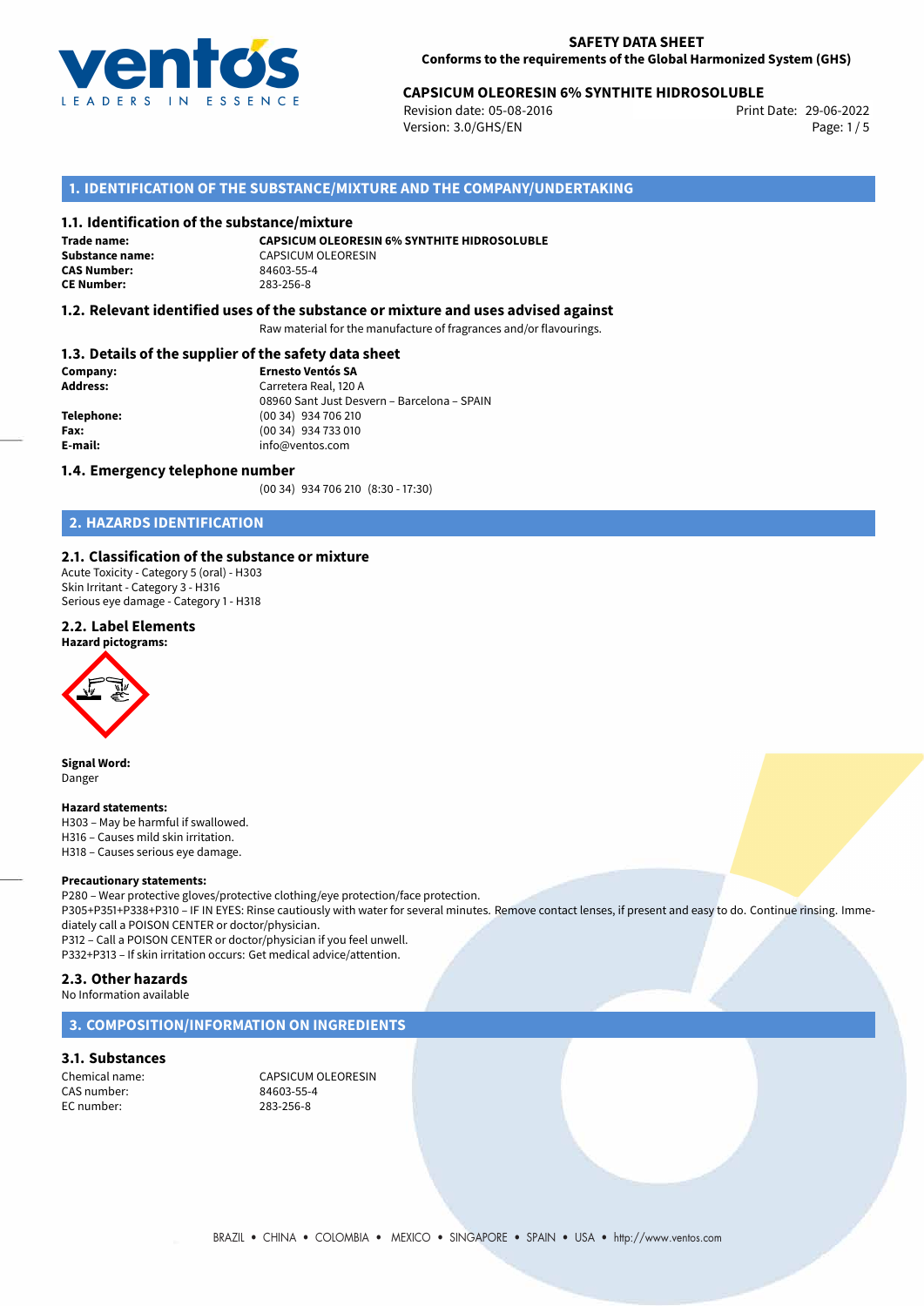**SAFETY DATA SHEET**
**Conforms to the requirements of the Global Harmonized System (GHS)**

**CAPSICUM OLEORESIN 6% SYNTHITE HIDROSOLUBLE**

Revision date: 05-08-2016
Version: 3.0/GHS/EN
Print Date: 29-06-2022

## 1. IDENTIFICATION OF THE SUBSTANCE/MIXTURE AND THE COMPANY/UNDERTAKING

### 1.1. Identification of the substance/mixture

**Trade name:** **CAPSICUM OLEORESIN 6% SYNTHITE HIDROSOLUBLE**
**Substance name:** CAPSICUM OLEORESIN
**CAS Number:** 84603-55-4
**CE Number:** 283-256-8

### 1.2. Relevant identified uses of the substance or mixture and uses advised against

Raw material for the manufacture of fragrances and/or flavourings.

### 1.3. Details of the supplier of the safety data sheet

**Company:** **Ernesto Ventós SA**
**Address:** Carretera Real, 120 A
08960 Sant Just Desvern – Barcelona – SPAIN
**Telephone:** (00 34) 934 706 210
**Fax:** (00 34) 934 733 010
**E-mail:** info@ventos.com

### 1.4. Emergency telephone number

(00 34) 934 706 210 (8:30 - 17:30)

## 2. HAZARDS IDENTIFICATION

### 2.1. Classification of the substance or mixture

Acute Toxicity - Category 5 (oral) - H303
Skin Irritant - Category 3 - H316
Serious eye damage - Category 1 - H318

### 2.2. Label Elements

**Hazard pictograms:**

**Signal Word:**
Danger

**Hazard statements:**
H303 – May be harmful if swallowed.
H316 – Causes mild skin irritation.
H318 – Causes serious eye damage.

**Precautionary statements:**
P280 – Wear protective gloves/protective clothing/eye protection/face protection.
P305+P351+P338+P310 – IF IN EYES: Rinse cautiously with water for several minutes. Remove contact lenses, if present and easy to do. Continue rinsing. Immediately call a POISON CENTER or doctor/physician.
P312 – Call a POISON CENTER or doctor/physician if you feel unwell.
P332+P313 – If skin irritation occurs: Get medical advice/attention.

### 2.3. Other hazards

No Information available

## 3. COMPOSITION/INFORMATION ON INGREDIENTS

### 3.1. Substances

Chemical name: CAPSICUM OLEORESIN
CAS number: 84603-55-4
EC number: 283-256-8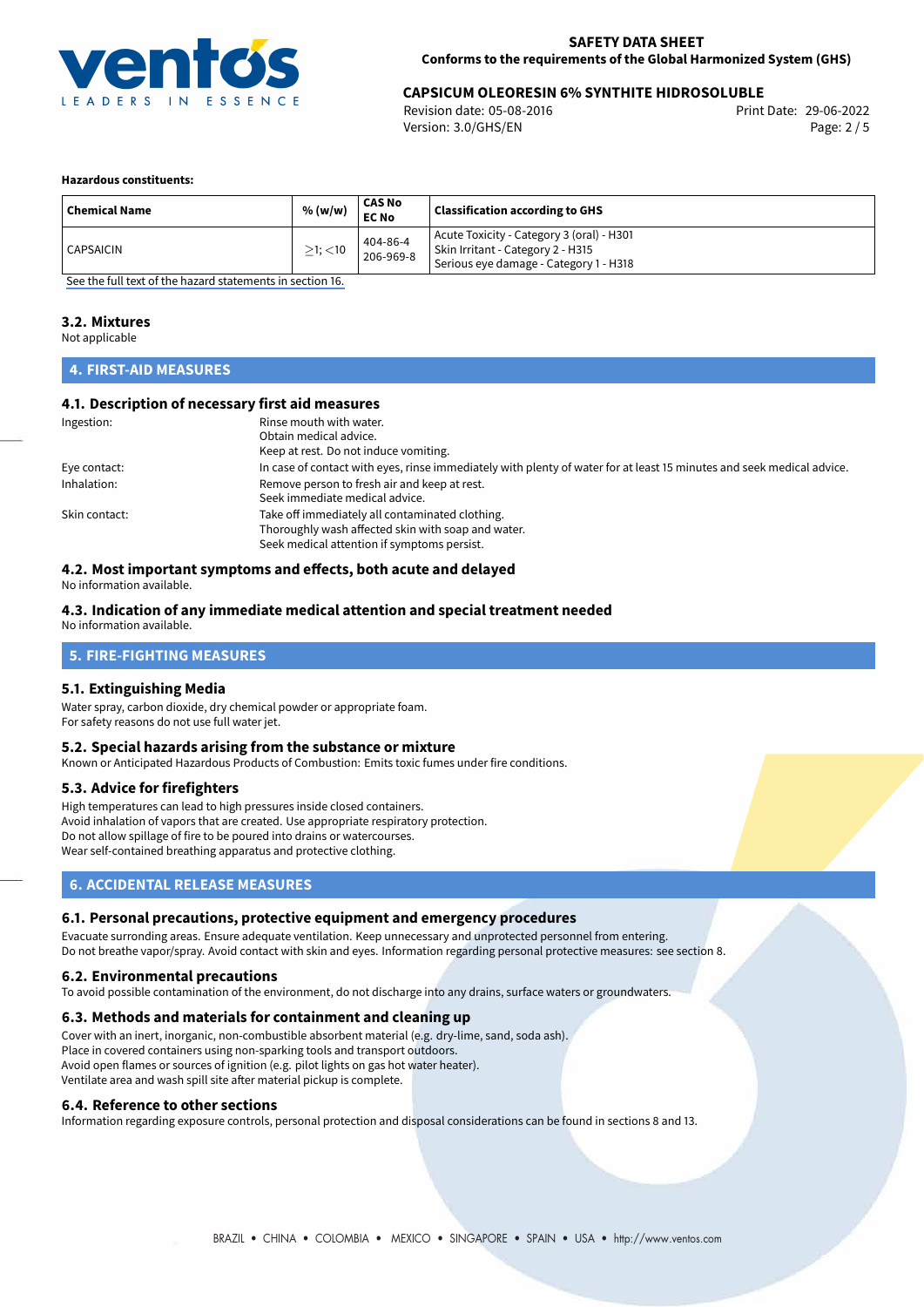**Hazardous constituents:**

| Chemical Name | % (w/w) | CAS No<br>EC No | Classification according to GHS |
|---|---|---|---|
| CAPSAICIN | $\geq$1; <10 | 404-86-4<br>206-969-8 | Acute Toxicity - Category 3 (oral) - H301<br>Skin Irritant - Category 2 - H315<br>Serious eye damage - Category 1 - H318 |

See the full text of the hazard statements in section 16.

### 3.2. Mixtures

Not applicable

## 4. FIRST-AID MEASURES

### 4.1. Description of necessary first aid measures

Ingestion: Rinse mouth with water.
Obtain medical advice.
Keep at rest. Do not induce vomiting.

Eye contact: In case of contact with eyes, rinse immediately with plenty of water for at least 15 minutes and seek medical advice.

Inhalation: Remove person to fresh air and keep at rest.
Seek immediate medical advice.

Skin contact: Take off immediately all contaminated clothing.
Thoroughly wash affected skin with soap and water.
Seek medical attention if symptoms persist.

### 4.2. Most important symptoms and effects, both acute and delayed

No information available.

### 4.3. Indication of any immediate medical attention and special treatment needed

No information available.

## 5. FIRE-FIGHTING MEASURES

### 5.1. Extinguishing Media

Water spray, carbon dioxide, dry chemical powder or appropriate foam.
For safety reasons do not use full water jet.

### 5.2. Special hazards arising from the substance or mixture

Known or Anticipated Hazardous Products of Combustion: Emits toxic fumes under fire conditions.

### 5.3. Advice for firefighters

High temperatures can lead to high pressures inside closed containers.
Avoid inhalation of vapors that are created. Use appropriate respiratory protection.
Do not allow spillage of fire to be poured into drains or watercourses.
Wear self-contained breathing apparatus and protective clothing.

## 6. ACCIDENTAL RELEASE MEASURES

### 6.1. Personal precautions, protective equipment and emergency procedures

Evacuate surronding areas. Ensure adequate ventilation. Keep unnecessary and unprotected personnel from entering.
Do not breathe vapor/spray. Avoid contact with skin and eyes. Information regarding personal protective measures: see section 8.

### 6.2. Environmental precautions

To avoid possible contamination of the environment, do not discharge into any drains, surface waters or groundwaters.

### 6.3. Methods and materials for containment and cleaning up

Cover with an inert, inorganic, non-combustible absorbent material (e.g. dry-lime, sand, soda ash).
Place in covered containers using non-sparking tools and transport outdoors.
Avoid open flames or sources of ignition (e.g. pilot lights on gas hot water heater).
Ventilate area and wash spill site after material pickup is complete.

### 6.4. Reference to other sections

Information regarding exposure controls, personal protection and disposal considerations can be found in sections 8 and 13.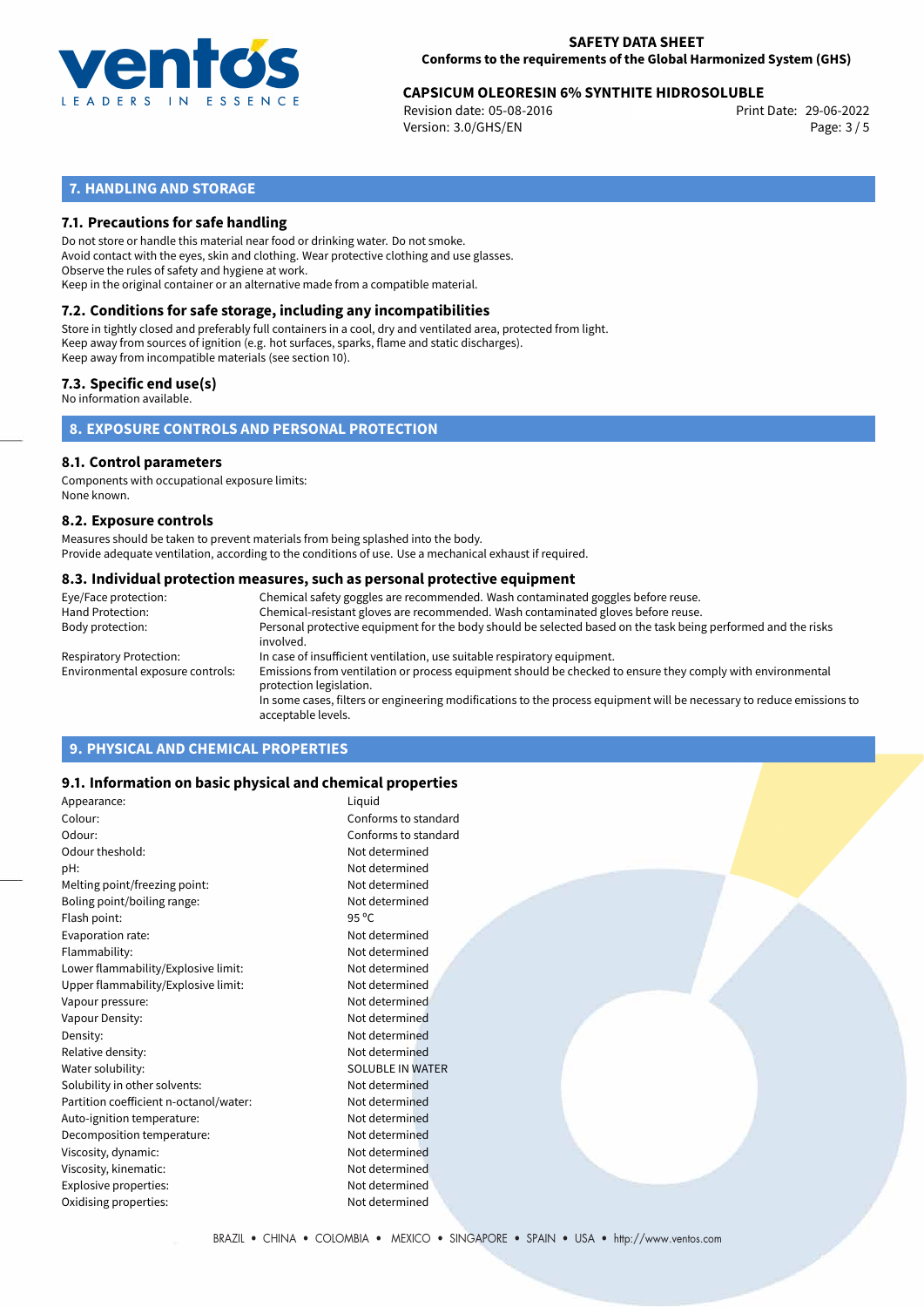## 7. HANDLING AND STORAGE

### 7.1. Precautions for safe handling

Do not store or handle this material near food or drinking water. Do not smoke.
Avoid contact with the eyes, skin and clothing. Wear protective clothing and use glasses.
Observe the rules of safety and hygiene at work.
Keep in the original container or an alternative made from a compatible material.

### 7.2. Conditions for safe storage, including any incompatibilities

Store in tightly closed and preferably full containers in a cool, dry and ventilated area, protected from light.
Keep away from sources of ignition (e.g. hot surfaces, sparks, flame and static discharges).
Keep away from incompatible materials (see section 10).

### 7.3. Specific end use(s)

No information available.

## 8. EXPOSURE CONTROLS AND PERSONAL PROTECTION

### 8.1. Control parameters

Components with occupational exposure limits:
None known.

### 8.2. Exposure controls

Measures should be taken to prevent materials from being splashed into the body.
Provide adequate ventilation, according to the conditions of use. Use a mechanical exhaust if required.

### 8.3. Individual protection measures, such as personal protective equipment

| | |
|---|---|
| Eye/Face protection: | Chemical safety goggles are recommended. Wash contaminated goggles before reuse. |
| Hand Protection: | Chemical-resistant gloves are recommended. Wash contaminated gloves before reuse. |
| Body protection: | Personal protective equipment for the body should be selected based on the task being performed and the risks involved. |
| Respiratory Protection: | In case of insufficient ventilation, use suitable respiratory equipment. |
| Environmental exposure controls: | Emissions from ventilation or process equipment should be checked to ensure they comply with environmental protection legislation. In some cases, filters or engineering modifications to the process equipment will be necessary to reduce emissions to acceptable levels. |

## 9. PHYSICAL AND CHEMICAL PROPERTIES

### 9.1. Information on basic physical and chemical properties

| | |
|---|---|
| Appearance: | Liquid |
| Colour: | Conforms to standard |
| Odour: | Conforms to standard |
| Odour theshold: | Not determined |
| pH: | Not determined |
| Melting point/freezing point: | Not determined |
| Boling point/boiling range: | Not determined |
| Flash point: | 95 °C |
| Evaporation rate: | Not determined |
| Flammability: | Not determined |
| Lower flammability/Explosive limit: | Not determined |
| Upper flammability/Explosive limit: | Not determined |
| Vapour pressure: | Not determined |
| Vapour Density: | Not determined |
| Density: | Not determined |
| Relative density: | Not determined |
| Water solubility: | SOLUBLE IN WATER |
| Solubility in other solvents: | Not determined |
| Partition coefficient n-octanol/water: | Not determined |
| Auto-ignition temperature: | Not determined |
| Decomposition temperature: | Not determined |
| Viscosity, dynamic: | Not determined |
| Viscosity, kinematic: | Not determined |
| Explosive properties: | Not determined |
| Oxidising properties: | Not determined |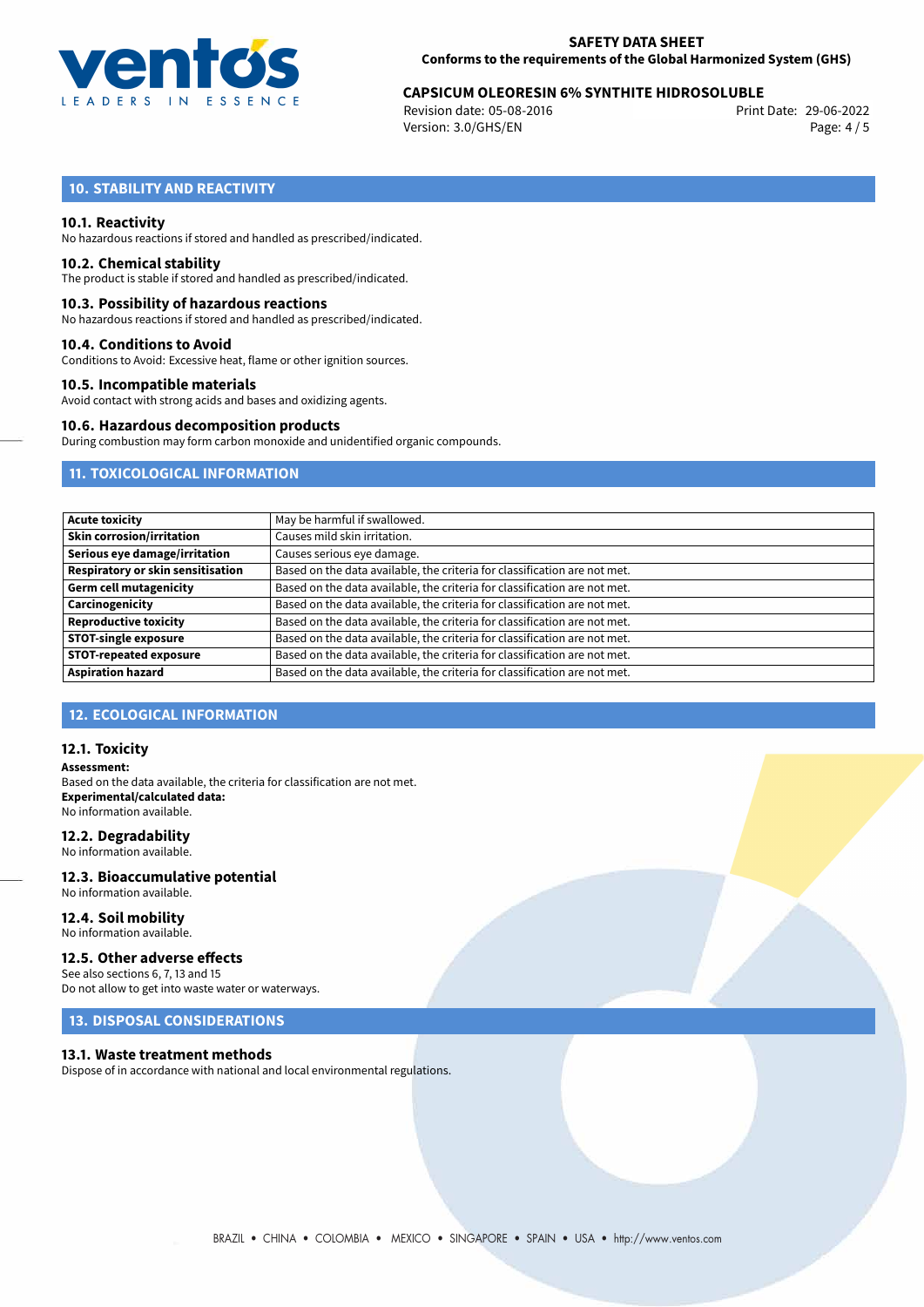## 10. STABILITY AND REACTIVITY

### 10.1. Reactivity

No hazardous reactions if stored and handled as prescribed/indicated.

### 10.2. Chemical stability

The product is stable if stored and handled as prescribed/indicated.

### 10.3. Possibility of hazardous reactions

No hazardous reactions if stored and handled as prescribed/indicated.

### 10.4. Conditions to Avoid

Conditions to Avoid: Excessive heat, flame or other ignition sources.

### 10.5. Incompatible materials

Avoid contact with strong acids and bases and oxidizing agents.

### 10.6. Hazardous decomposition products

During combustion may form carbon monoxide and unidentified organic compounds.

## 11. TOXICOLOGICAL INFORMATION

| | |
|---|---|
| **Acute toxicity** | May be harmful if swallowed. |
| **Skin corrosion/irritation** | Causes mild skin irritation. |
| **Serious eye damage/irritation** | Causes serious eye damage. |
| **Respiratory or skin sensitisation** | Based on the data available, the criteria for classification are not met. |
| **Germ cell mutagenicity** | Based on the data available, the criteria for classification are not met. |
| **Carcinogenicity** | Based on the data available, the criteria for classification are not met. |
| **Reproductive toxicity** | Based on the data available, the criteria for classification are not met. |
| **STOT-single exposure** | Based on the data available, the criteria for classification are not met. |
| **STOT-repeated exposure** | Based on the data available, the criteria for classification are not met. |
| **Aspiration hazard** | Based on the data available, the criteria for classification are not met. |

## 12. ECOLOGICAL INFORMATION

### 12.1. Toxicity

**Assessment:**
Based on the data available, the criteria for classification are not met.
**Experimental/calculated data:**
No information available.

### 12.2. Degradability

No information available.

### 12.3. Bioaccumulative potential

No information available.

### 12.4. Soil mobility

No information available.

### 12.5. Other adverse effects

See also sections 6, 7, 13 and 15
Do not allow to get into waste water or waterways.

## 13. DISPOSAL CONSIDERATIONS

### 13.1. Waste treatment methods

Dispose of in accordance with national and local environmental regulations.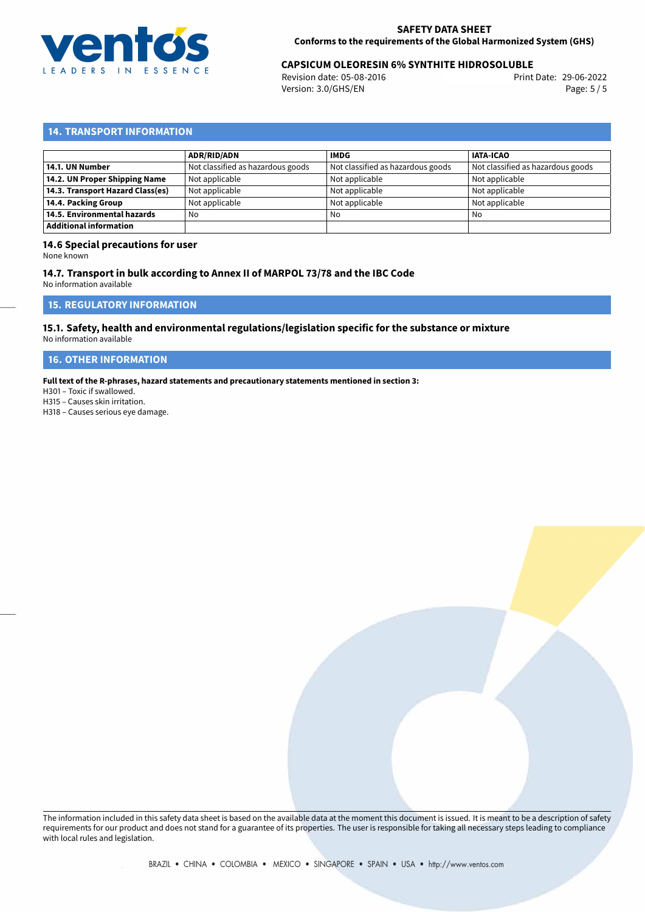## 14. TRANSPORT INFORMATION

| | ADR/RID/ADN | IMDG | IATA-ICAO |
|---|---|---|---|
| **14.1. UN Number** | Not classified as hazardous goods | Not classified as hazardous goods | Not classified as hazardous goods |
| **14.2. UN Proper Shipping Name** | Not applicable | Not applicable | Not applicable |
| **14.3. Transport Hazard Class(es)** | Not applicable | Not applicable | Not applicable |
| **14.4. Packing Group** | Not applicable | Not applicable | Not applicable |
| **14.5. Environmental hazards** | No | No | No |
| **Additional information** | | | |

### 14.6 Special precautions for user

None known

### 14.7. Transport in bulk according to Annex II of MARPOL 73/78 and the IBC Code

No information available

## 15. REGULATORY INFORMATION

### 15.1. Safety, health and environmental regulations/legislation specific for the substance or mixture

No information available

## 16. OTHER INFORMATION

**Full text of the R-phrases, hazard statements and precautionary statements mentioned in section 3:**

H301 – Toxic if swallowed.
H315 – Causes skin irritation.
H318 – Causes serious eye damage.

The information included in this safety data sheet is based on the available data at the moment this document is issued. It is meant to be a description of safety requirements for our product and does not stand for a guarantee of its properties. The user is responsible for taking all necessary steps leading to compliance with local rules and legislation.